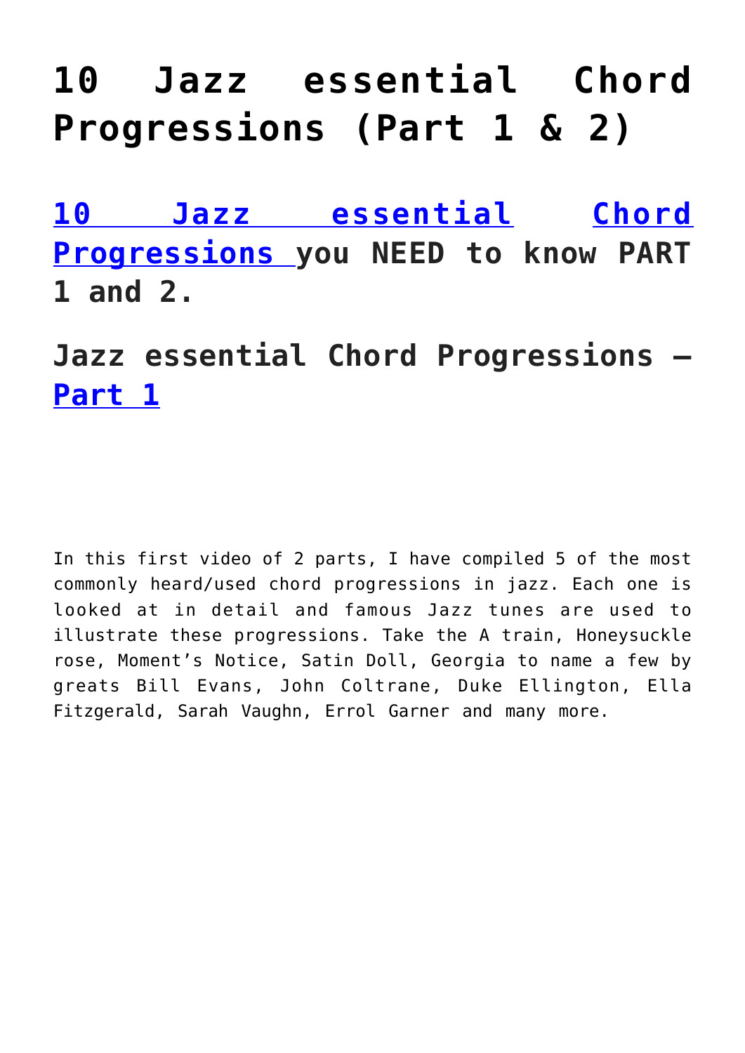# 10 Jazz essential Chord Progressions (Part 1 & 2)

## 10 Jazz essential Chord Progressions you NEED to know PART 1 and 2.

## Jazz essential Chord Progressions – Part 1

In this first video of 2 parts, I have compiled 5 of the most commonly heard/used chord progressions in jazz. Each one is looked at in detail and famous Jazz tunes are used to illustrate these progressions. Take the A train, Honeysuckle rose, Moment's Notice, Satin Doll, Georgia to name a few by greats Bill Evans, John Coltrane, Duke Ellington, Ella Fitzgerald, Sarah Vaughn, Errol Garner and many more.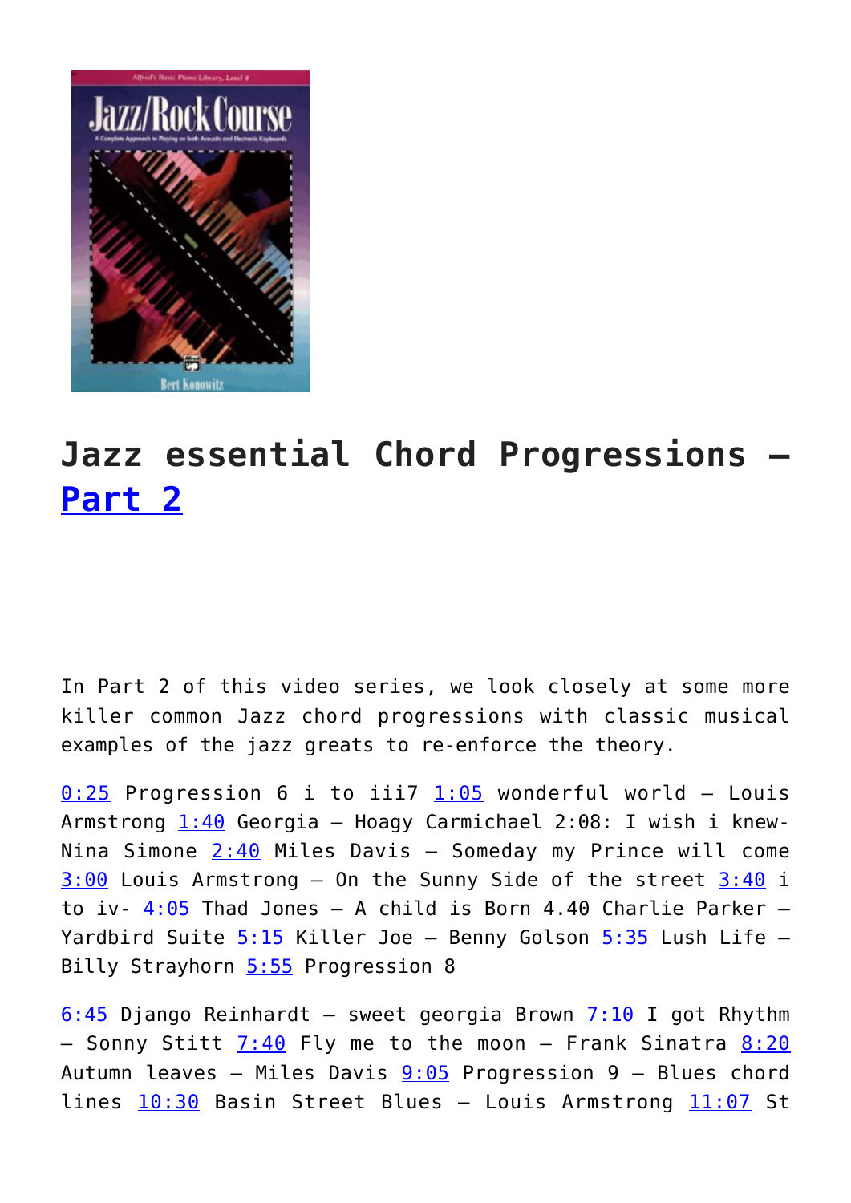# Jazz essential Chord Progressions – [Part 2](#)

In Part 2 of this video series, we look closely at some more killer common Jazz chord progressions with classic musical examples of the jazz greats to re-enforce the theory.

[0:25](#) Progression 6 i to iii7 [1:05](#) wonderful world – Louis Armstrong [1:40](#) Georgia – Hoagy Carmichael 2:08: I wish i knew- Nina Simone [2:40](#) Miles Davis – Someday my Prince will come [3:00](#) Louis Armstrong – On the Sunny Side of the street [3:40](#) i to iv- [4:05](#) Thad Jones – A child is Born 4.40 Charlie Parker – Yardbird Suite [5:15](#) Killer Joe – Benny Golson [5:35](#) Lush Life – Billy Strayhorn [5:55](#) Progression 8

[6:45](#) Django Reinhardt – sweet georgia Brown [7:10](#) I got Rhythm – Sonny Stitt [7:40](#) Fly me to the moon – Frank Sinatra [8:20](#) Autumn leaves – Miles Davis [9:05](#) Progression 9 – Blues chord lines [10:30](#) Basin Street Blues – Louis Armstrong [11:07](#) St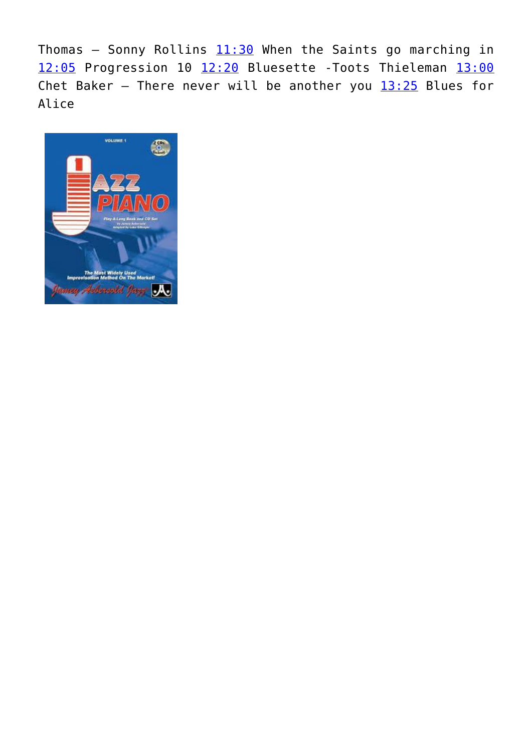Thomas – Sonny Rollins [11:30] When the Saints go marching in [12:05] Progression 10 [12:20] Bluesette -Toots Thieleman [13:00] Chet Baker – There never will be another you [13:25] Blues for Alice